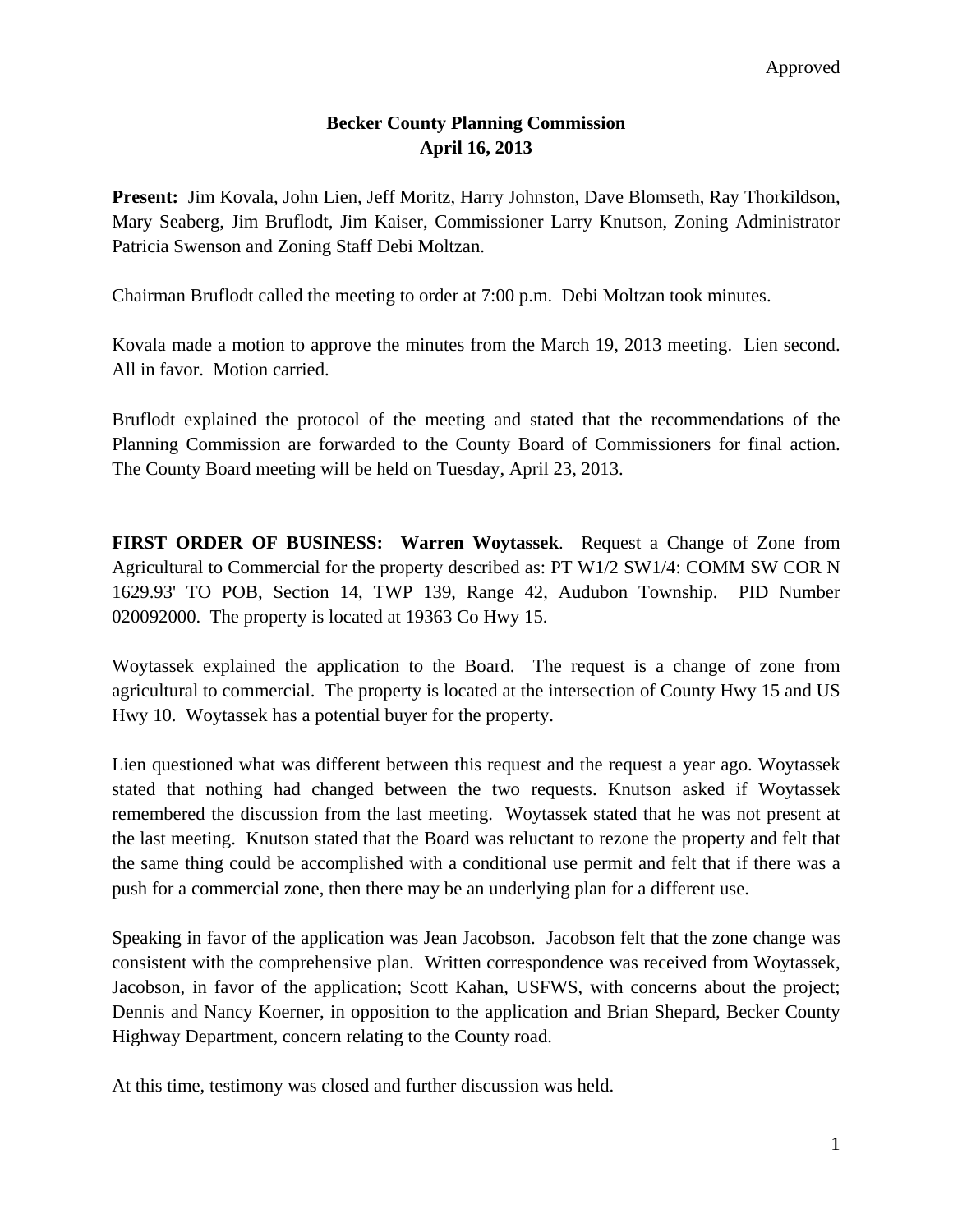Approved

# Becker County Planning Commission
## April 16, 2013

**Present:** Jim Kovala, John Lien, Jeff Moritz, Harry Johnston, Dave Blomseth, Ray Thorkildson, Mary Seaberg, Jim Bruflodt, Jim Kaiser, Commissioner Larry Knutson, Zoning Administrator Patricia Swenson and Zoning Staff Debi Moltzan.

Chairman Bruflodt called the meeting to order at 7:00 p.m. Debi Moltzan took minutes.

Kovala made a motion to approve the minutes from the March 19, 2013 meeting. Lien second. All in favor. Motion carried.

Bruflodt explained the protocol of the meeting and stated that the recommendations of the Planning Commission are forwarded to the County Board of Commissioners for final action. The County Board meeting will be held on Tuesday, April 23, 2013.

**FIRST ORDER OF BUSINESS: Warren Woytassek**. Request a Change of Zone from Agricultural to Commercial for the property described as: PT W1/2 SW1/4: COMM SW COR N 1629.93' TO POB, Section 14, TWP 139, Range 42, Audubon Township. PID Number 020092000. The property is located at 19363 Co Hwy 15.

Woytassek explained the application to the Board. The request is a change of zone from agricultural to commercial. The property is located at the intersection of County Hwy 15 and US Hwy 10. Woytassek has a potential buyer for the property.

Lien questioned what was different between this request and the request a year ago. Woytassek stated that nothing had changed between the two requests. Knutson asked if Woytassek remembered the discussion from the last meeting. Woytassek stated that he was not present at the last meeting. Knutson stated that the Board was reluctant to rezone the property and felt that the same thing could be accomplished with a conditional use permit and felt that if there was a push for a commercial zone, then there may be an underlying plan for a different use.

Speaking in favor of the application was Jean Jacobson. Jacobson felt that the zone change was consistent with the comprehensive plan. Written correspondence was received from Woytassek, Jacobson, in favor of the application; Scott Kahan, USFWS, with concerns about the project; Dennis and Nancy Koerner, in opposition to the application and Brian Shepard, Becker County Highway Department, concern relating to the County road.

At this time, testimony was closed and further discussion was held.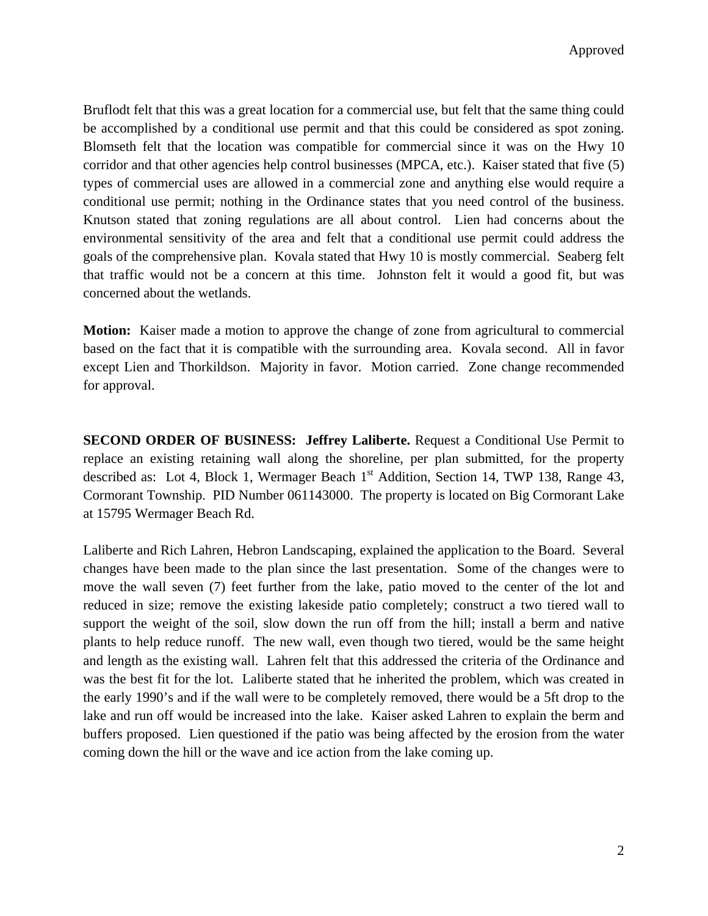Bruflodt felt that this was a great location for a commercial use, but felt that the same thing could be accomplished by a conditional use permit and that this could be considered as spot zoning. Blomseth felt that the location was compatible for commercial since it was on the Hwy 10 corridor and that other agencies help control businesses (MPCA, etc.). Kaiser stated that five (5) types of commercial uses are allowed in a commercial zone and anything else would require a conditional use permit; nothing in the Ordinance states that you need control of the business. Knutson stated that zoning regulations are all about control. Lien had concerns about the environmental sensitivity of the area and felt that a conditional use permit could address the goals of the comprehensive plan. Kovala stated that Hwy 10 is mostly commercial. Seaberg felt that traffic would not be a concern at this time. Johnston felt it would a good fit, but was concerned about the wetlands.

**Motion:** Kaiser made a motion to approve the change of zone from agricultural to commercial based on the fact that it is compatible with the surrounding area. Kovala second. All in favor except Lien and Thorkildson. Majority in favor. Motion carried. Zone change recommended for approval.

**SECOND ORDER OF BUSINESS: Jeffrey Laliberte.** Request a Conditional Use Permit to replace an existing retaining wall along the shoreline, per plan submitted, for the property described as: Lot 4, Block 1, Wermager Beach 1st Addition, Section 14, TWP 138, Range 43, Cormorant Township. PID Number 061143000. The property is located on Big Cormorant Lake at 15795 Wermager Beach Rd.

Laliberte and Rich Lahren, Hebron Landscaping, explained the application to the Board. Several changes have been made to the plan since the last presentation. Some of the changes were to move the wall seven (7) feet further from the lake, patio moved to the center of the lot and reduced in size; remove the existing lakeside patio completely; construct a two tiered wall to support the weight of the soil, slow down the run off from the hill; install a berm and native plants to help reduce runoff. The new wall, even though two tiered, would be the same height and length as the existing wall. Lahren felt that this addressed the criteria of the Ordinance and was the best fit for the lot. Laliberte stated that he inherited the problem, which was created in the early 1990's and if the wall were to be completely removed, there would be a 5ft drop to the lake and run off would be increased into the lake. Kaiser asked Lahren to explain the berm and buffers proposed. Lien questioned if the patio was being affected by the erosion from the water coming down the hill or the wave and ice action from the lake coming up.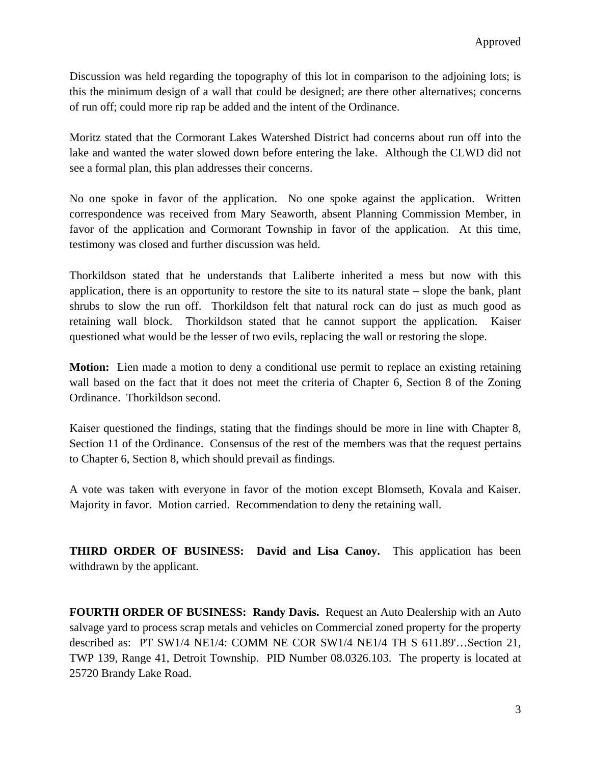Approved

Discussion was held regarding the topography of this lot in comparison to the adjoining lots; is this the minimum design of a wall that could be designed; are there other alternatives; concerns of run off; could more rip rap be added and the intent of the Ordinance.

Moritz stated that the Cormorant Lakes Watershed District had concerns about run off into the lake and wanted the water slowed down before entering the lake. Although the CLWD did not see a formal plan, this plan addresses their concerns.

No one spoke in favor of the application. No one spoke against the application. Written correspondence was received from Mary Seaworth, absent Planning Commission Member, in favor of the application and Cormorant Township in favor of the application. At this time, testimony was closed and further discussion was held.

Thorkildson stated that he understands that Laliberte inherited a mess but now with this application, there is an opportunity to restore the site to its natural state – slope the bank, plant shrubs to slow the run off. Thorkildson felt that natural rock can do just as much good as retaining wall block. Thorkildson stated that he cannot support the application. Kaiser questioned what would be the lesser of two evils, replacing the wall or restoring the slope.

**Motion:** Lien made a motion to deny a conditional use permit to replace an existing retaining wall based on the fact that it does not meet the criteria of Chapter 6, Section 8 of the Zoning Ordinance. Thorkildson second.

Kaiser questioned the findings, stating that the findings should be more in line with Chapter 8, Section 11 of the Ordinance. Consensus of the rest of the members was that the request pertains to Chapter 6, Section 8, which should prevail as findings.

A vote was taken with everyone in favor of the motion except Blomseth, Kovala and Kaiser. Majority in favor. Motion carried. Recommendation to deny the retaining wall.

**THIRD ORDER OF BUSINESS: David and Lisa Canoy.** This application has been withdrawn by the applicant.

**FOURTH ORDER OF BUSINESS: Randy Davis.** Request an Auto Dealership with an Auto salvage yard to process scrap metals and vehicles on Commercial zoned property for the property described as: PT SW1/4 NE1/4: COMM NE COR SW1/4 NE1/4 TH S 611.89'…Section 21, TWP 139, Range 41, Detroit Township. PID Number 08.0326.103. The property is located at 25720 Brandy Lake Road.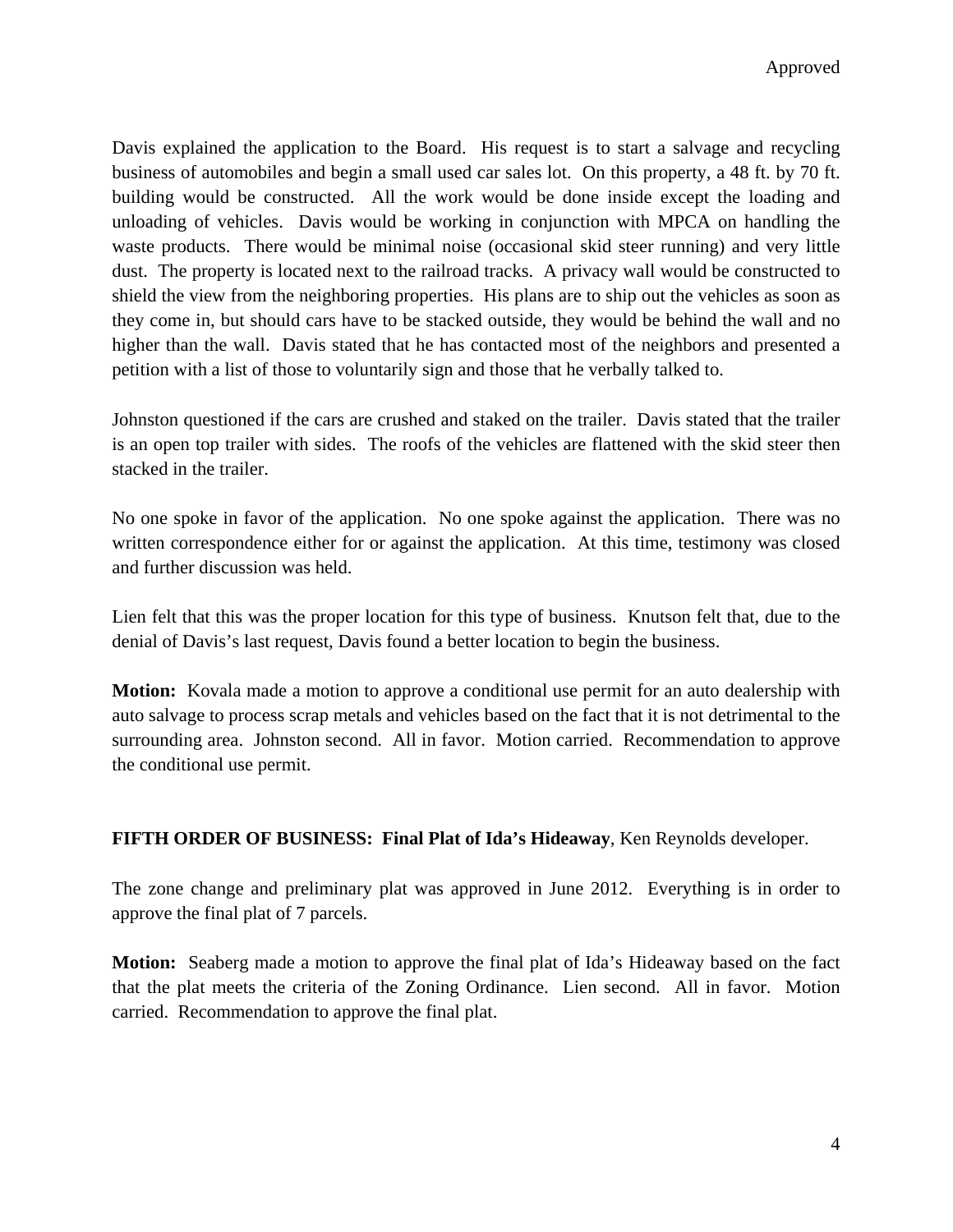Davis explained the application to the Board. His request is to start a salvage and recycling business of automobiles and begin a small used car sales lot. On this property, a 48 ft. by 70 ft. building would be constructed. All the work would be done inside except the loading and unloading of vehicles. Davis would be working in conjunction with MPCA on handling the waste products. There would be minimal noise (occasional skid steer running) and very little dust. The property is located next to the railroad tracks. A privacy wall would be constructed to shield the view from the neighboring properties. His plans are to ship out the vehicles as soon as they come in, but should cars have to be stacked outside, they would be behind the wall and no higher than the wall. Davis stated that he has contacted most of the neighbors and presented a petition with a list of those to voluntarily sign and those that he verbally talked to.

Johnston questioned if the cars are crushed and staked on the trailer. Davis stated that the trailer is an open top trailer with sides. The roofs of the vehicles are flattened with the skid steer then stacked in the trailer.

No one spoke in favor of the application. No one spoke against the application. There was no written correspondence either for or against the application. At this time, testimony was closed and further discussion was held.

Lien felt that this was the proper location for this type of business. Knutson felt that, due to the denial of Davis's last request, Davis found a better location to begin the business.

**Motion:** Kovala made a motion to approve a conditional use permit for an auto dealership with auto salvage to process scrap metals and vehicles based on the fact that it is not detrimental to the surrounding area. Johnston second. All in favor. Motion carried. Recommendation to approve the conditional use permit.

**FIFTH ORDER OF BUSINESS: Final Plat of Ida's Hideaway**, Ken Reynolds developer.

The zone change and preliminary plat was approved in June 2012. Everything is in order to approve the final plat of 7 parcels.

**Motion:** Seaberg made a motion to approve the final plat of Ida's Hideaway based on the fact that the plat meets the criteria of the Zoning Ordinance. Lien second. All in favor. Motion carried. Recommendation to approve the final plat.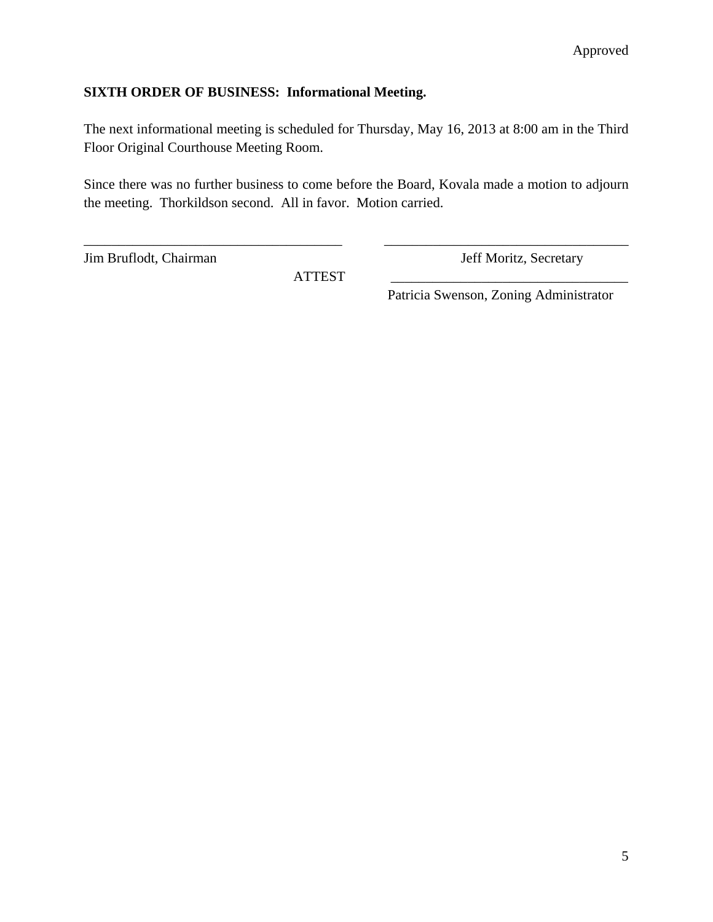Approved

**SIXTH ORDER OF BUSINESS: Informational Meeting.**

The next informational meeting is scheduled for Thursday, May 16, 2013 at 8:00 am in the Third Floor Original Courthouse Meeting Room.

Since there was no further business to come before the Board, Kovala made a motion to adjourn the meeting. Thorkildson second. All in favor. Motion carried.

_____________________________________ _____________________________________

Jim Bruflodt, Chairman Jeff Moritz, Secretary

ATTEST _____________________________________

Patricia Swenson, Zoning Administrator